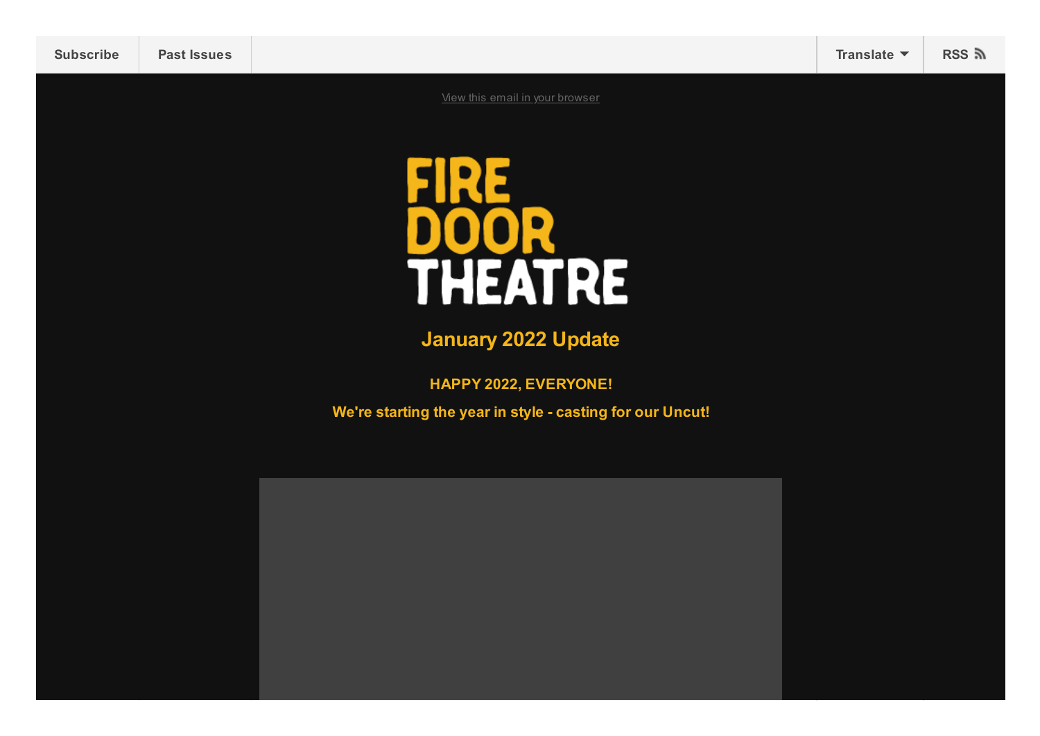Subscribe | Past Issues | Translate | RSS

View this email in your browser

# FIRE DOOR THEATRE

## January 2022 Update

**HAPPY 2022, EVERYONE!**

**We're starting the year in style - casting for our Uncut!**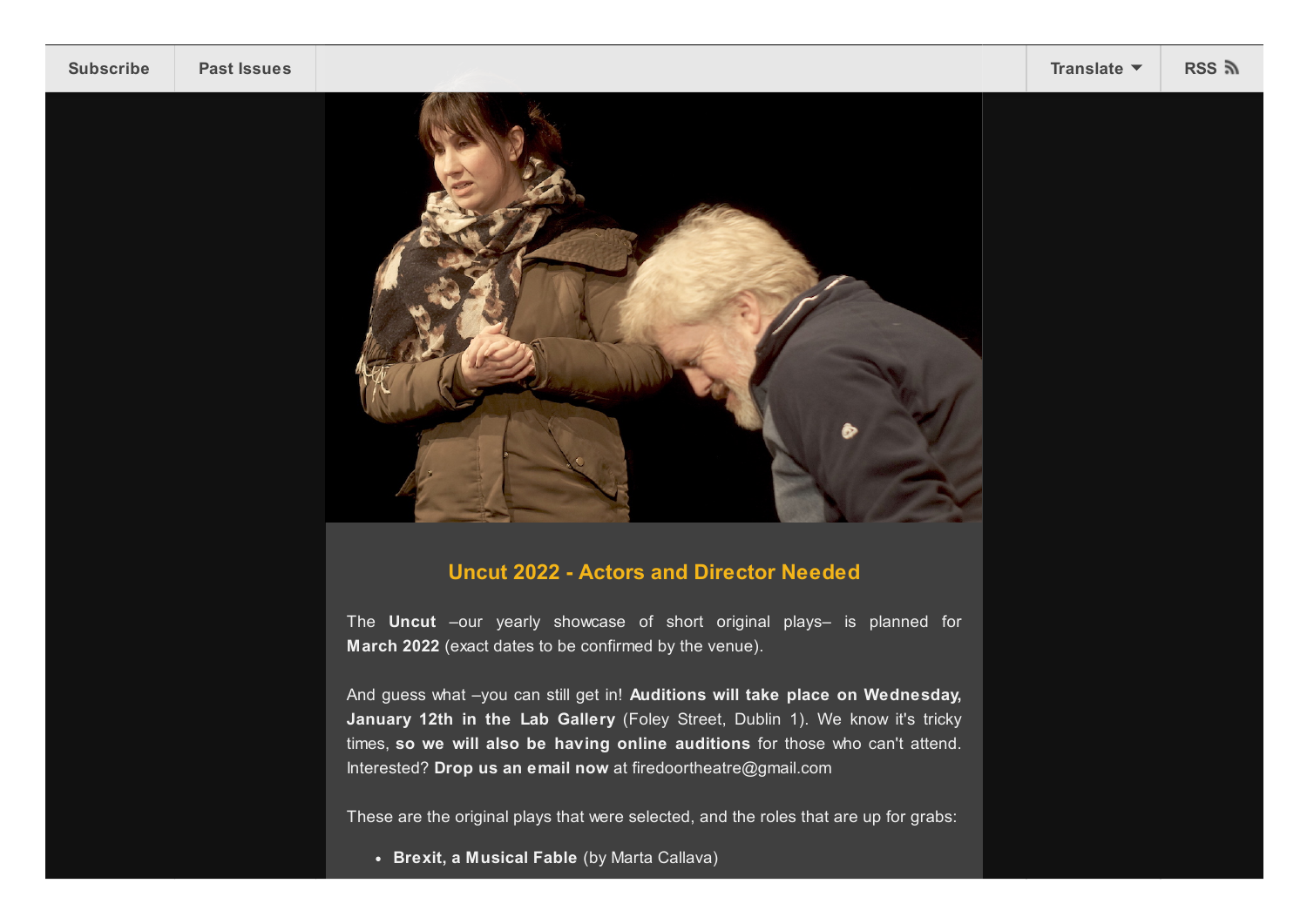Subscribe | Past Issues | Translate | RSS

## Uncut 2022 - Actors and Director Needed

The **Uncut** –our yearly showcase of short original plays– is planned for **March 2022** (exact dates to be confirmed by the venue).

And guess what –you can still get in! **Auditions will take place on Wednesday, January 12th in the Lab Gallery** (Foley Street, Dublin 1). We know it's tricky times, **so we will also be having online auditions** for those who can't attend. Interested? **Drop us an email now** at firedoortheatre@gmail.com

These are the original plays that were selected, and the roles that are up for grabs:

- **Brexit, a Musical Fable** (by Marta Callava)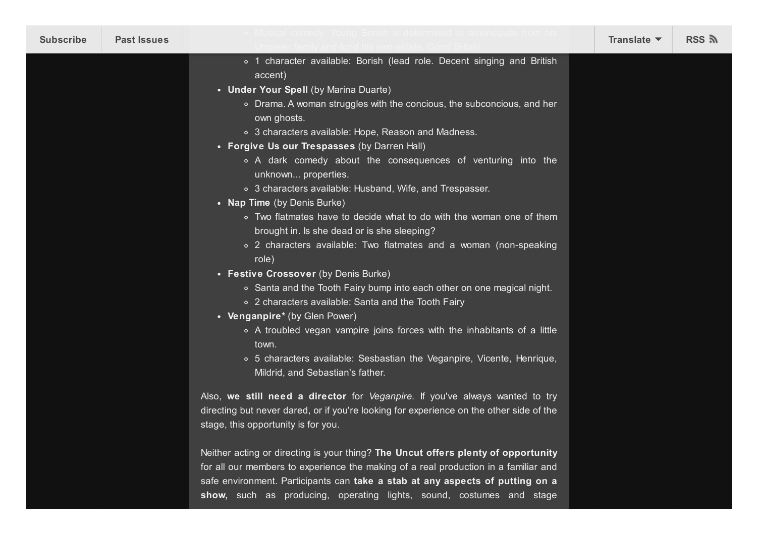- Musical comedy. Young Borish is determined to emancipate from his Uropean family and fund his own estate. Good Britain.
    - 1 character available: Borish (lead role. Decent singing and British accent)
- **Under Your Spell** (by Marina Duarte)
    - Drama. A woman struggles with the concious, the subconcious, and her own ghosts.
    - 3 characters available: Hope, Reason and Madness.
- **Forgive Us our Trespasses** (by Darren Hall)
    - A dark comedy about the consequences of venturing into the unknown... properties.
    - 3 characters available: Husband, Wife, and Trespasser.
- **Nap Time** (by Denis Burke)
    - Two flatmates have to decide what to do with the woman one of them brought in. Is she dead or is she sleeping?
    - 2 characters available: Two flatmates and a woman (non-speaking role)
- **Festive Crossover** (by Denis Burke)
    - Santa and the Tooth Fairy bump into each other on one magical night.
    - 2 characters available: Santa and the Tooth Fairy
- **Venganpire*** (by Glen Power)
    - A troubled vegan vampire joins forces with the inhabitants of a little town.
    - 5 characters available: Sesbastian the Veganpire, Vicente, Henrique, Mildrid, and Sebastian's father.

Also, **we still need a director** for *Veganpire.* If you've always wanted to try directing but never dared, or if you're looking for experience on the other side of the stage, this opportunity is for you.

Neither acting or directing is your thing? **The Uncut offers plenty of opportunity** for all our members to experience the making of a real production in a familiar and safe environment. Participants can **take a stab at any aspects of putting on a show,** such as producing, operating lights, sound, costumes and stage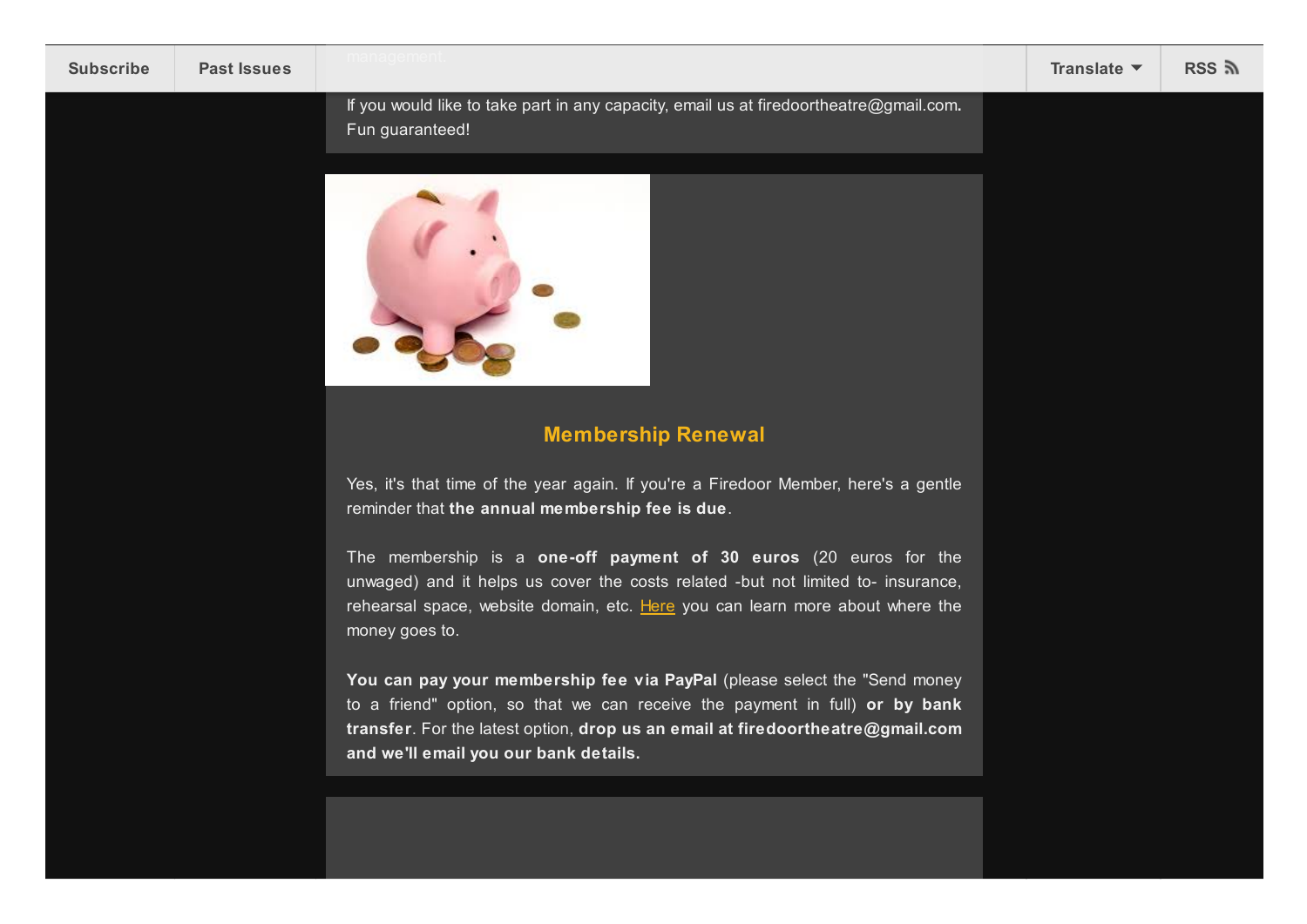If you would like to take part in any capacity, email us at firedoortheatre@gmail.com. Fun guaranteed!

## Membership Renewal

Yes, it's that time of the year again. If you're a Firedoor Member, here's a gentle reminder that **the annual membership fee is due**.

The membership is a **one-off payment of 30 euros** (20 euros for the unwaged) and it helps us cover the costs related -but not limited to- insurance, rehearsal space, website domain, etc. Here you can learn more about where the money goes to.

**You can pay your membership fee via PayPal** (please select the "Send money to a friend" option, so that we can receive the payment in full) **or by bank transfer**. For the latest option, **drop us an email at firedoortheatre@gmail.com and we'll email you our bank details.**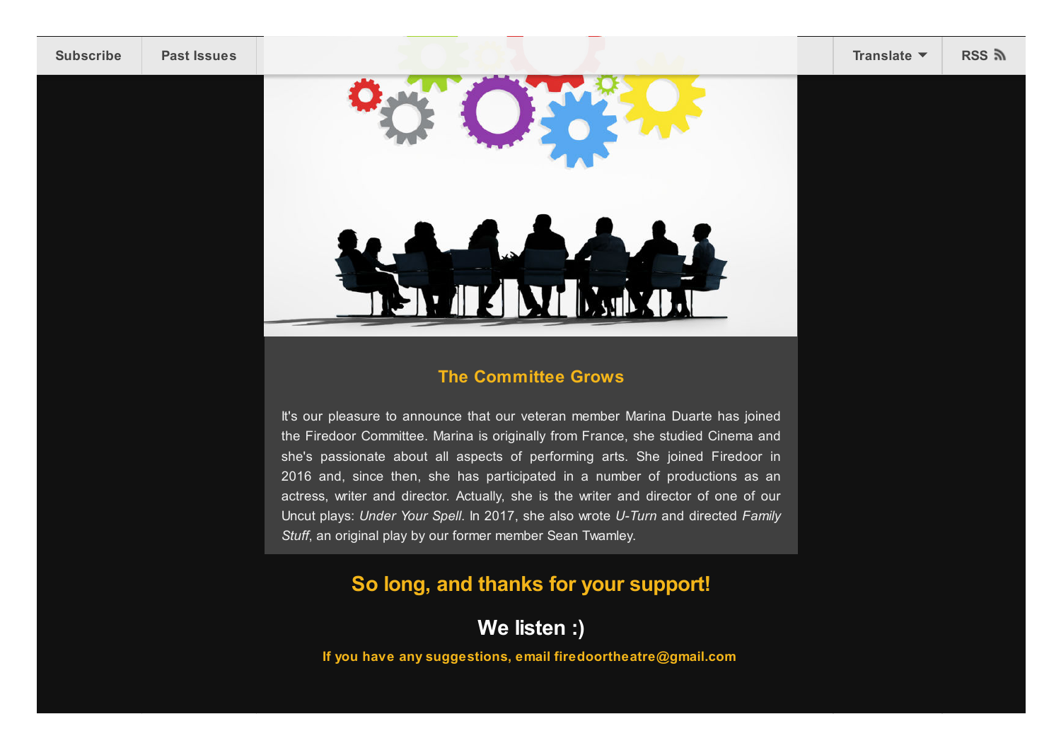Subscribe | Past Issues | Translate | RSS

## The Committee Grows

It's our pleasure to announce that our veteran member Marina Duarte has joined the Firedoor Committee. Marina is originally from France, she studied Cinema and she's passionate about all aspects of performing arts. She joined Firedoor in 2016 and, since then, she has participated in a number of productions as an actress, writer and director. Actually, she is the writer and director of one of our Uncut plays: *Under Your Spell*. In 2017, she also wrote *U-Turn* and directed *Family Stuff*, an original play by our former member Sean Twamley.

## So long, and thanks for your support!

## We listen :)

**If you have any suggestions, email firedoortheatre@gmail.com**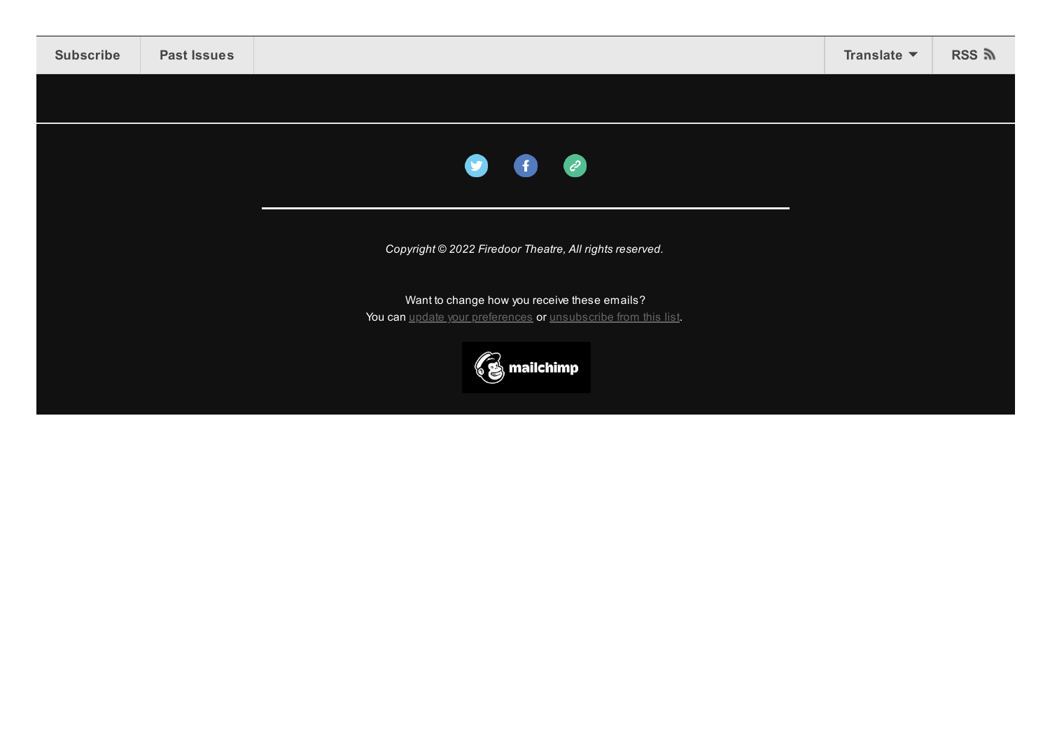Subscribe | Past Issues | Translate | RSS

*Copyright © 2022 Firedoor Theatre, All rights reserved.*

Want to change how you receive these emails?
You can update your preferences or unsubscribe from this list.

mailchimp